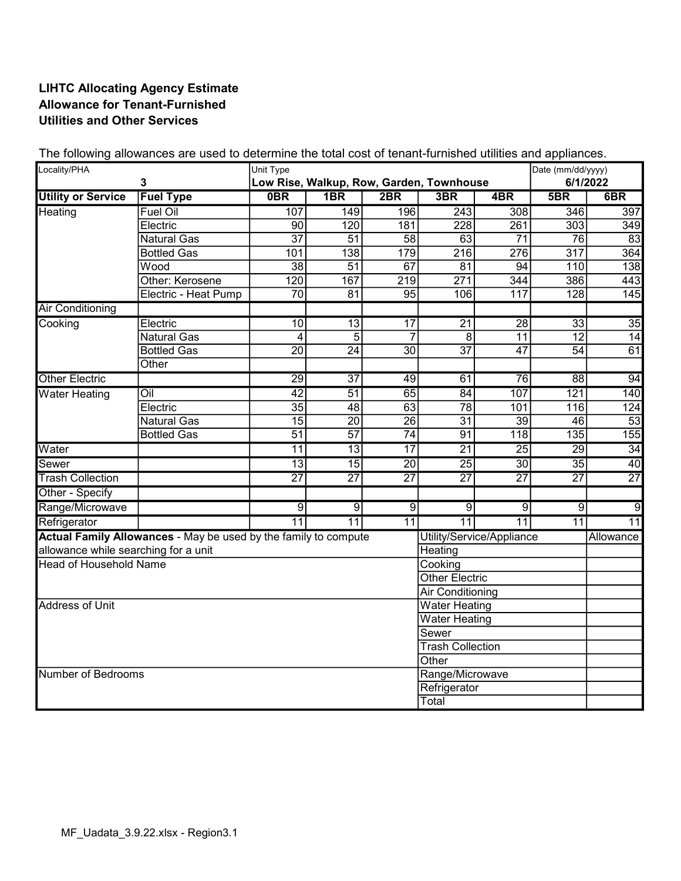**LIHTC Allocating Agency Estimate**
**Allowance for Tenant-Furnished**
**Utilities and Other Services**

The following allowances are used to determine the total cost of tenant-furnished utilities and appliances.

| Locality/PHA | | Unit Type | | | | | Date (mm/dd/yyyy) | |
|---|---|---|---|---|---|---|---|---|
| 3 | | Low Rise, Walkup, Row, Garden, Townhouse | | | | | 6/1/2022 | |
| **Utility or Service** | **Fuel Type** | **0BR** | **1BR** | **2BR** | **3BR** | **4BR** | **5BR** | **6BR** |
| Heating | Fuel Oil | 107 | 149 | 196 | 243 | 308 | 346 | 397 |
| | Electric | 90 | 120 | 181 | 228 | 261 | 303 | 349 |
| | Natural Gas | 37 | 51 | 58 | 63 | 71 | 76 | 83 |
| | Bottled Gas | 101 | 138 | 179 | 216 | 276 | 317 | 364 |
| | Wood | 38 | 51 | 67 | 81 | 94 | 110 | 138 |
| | Other: Kerosene | 120 | 167 | 219 | 271 | 344 | 386 | 443 |
| | Electric - Heat Pump | 70 | 81 | 95 | 106 | 117 | 128 | 145 |
| Air Conditioning | | | | | | | | |
| Cooking | Electric | 10 | 13 | 17 | 21 | 28 | 33 | 35 |
| | Natural Gas | 4 | 5 | 7 | 8 | 11 | 12 | 14 |
| | Bottled Gas | 20 | 24 | 30 | 37 | 47 | 54 | 61 |
| | Other | | | | | | | |
| Other Electric | | 29 | 37 | 49 | 61 | 76 | 88 | 94 |
| Water Heating | Oil | 42 | 51 | 65 | 84 | 107 | 121 | 140 |
| | Electric | 35 | 48 | 63 | 78 | 101 | 116 | 124 |
| | Natural Gas | 15 | 20 | 26 | 31 | 39 | 46 | 53 |
| | Bottled Gas | 51 | 57 | 74 | 91 | 118 | 135 | 155 |
| Water | | 11 | 13 | 17 | 21 | 25 | 29 | 34 |
| Sewer | | 13 | 15 | 20 | 25 | 30 | 35 | 40 |
| Trash Collection | | 27 | 27 | 27 | 27 | 27 | 27 | 27 |
| Other - Specify | | | | | | | | |
| Range/Microwave | | 9 | 9 | 9 | 9 | 9 | 9 | 9 |
| Refrigerator | | 11 | 11 | 11 | 11 | 11 | 11 | 11 |

| **Actual Family Allowances** - May be used by the family to compute allowance while searching for a unit | Utility/Service/Appliance | Allowance |
|---|---|---|
| | Heating | |
| Head of Household Name | Cooking | |
| | Other Electric | |
| | Air Conditioning | |
| Address of Unit | Water Heating | |
| | Water Heating | |
| | Sewer | |
| | Trash Collection | |
| | Other | |
| Number of Bedrooms | Range/Microwave | |
| | Refrigerator | |
| | Total | |

MF_Uadata_3.9.22.xlsx - Region3.1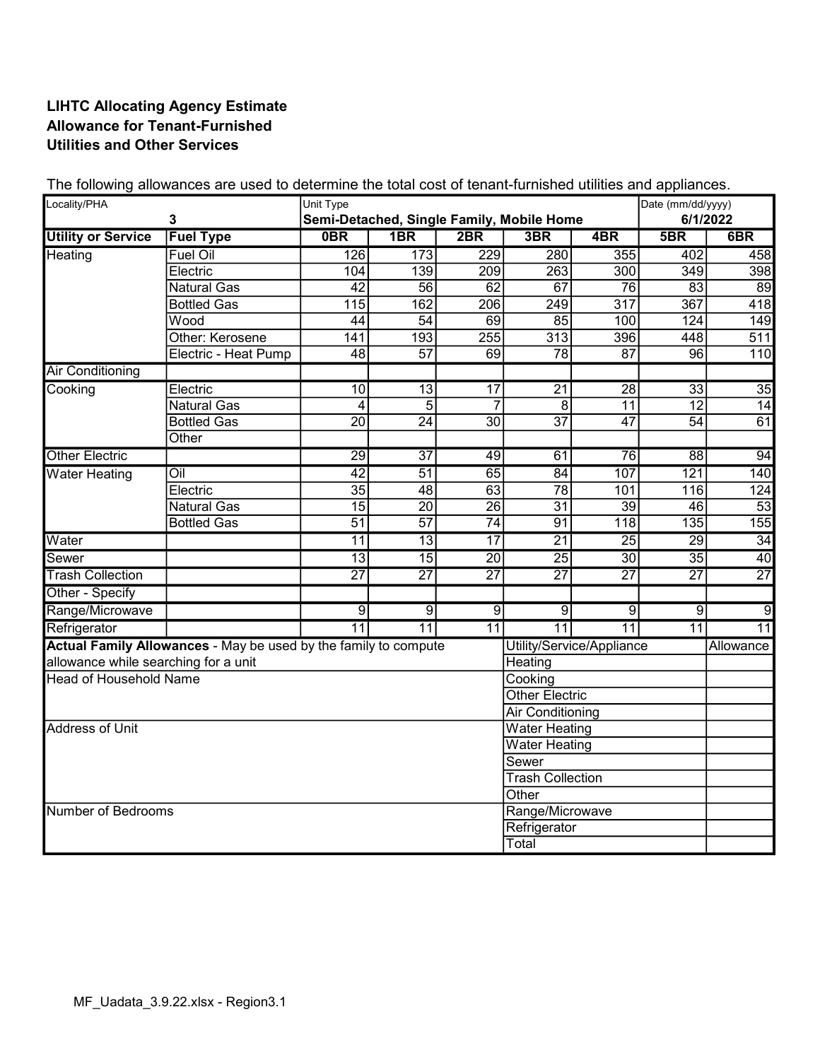**LIHTC Allocating Agency Estimate**
**Allowance for Tenant-Furnished**
**Utilities and Other Services**

The following allowances are used to determine the total cost of tenant-furnished utilities and appliances.

| Locality/PHA | | Unit Type | | | | | Date (mm/dd/yyyy) | |
|---|---|---|---|---|---|---|---|---|
| 3 | | Semi-Detached, Single Family, Mobile Home | | | | | 6/1/2022 | |
| **Utility or Service** | **Fuel Type** | **0BR** | **1BR** | **2BR** | **3BR** | **4BR** | **5BR** | **6BR** |
| Heating | Fuel Oil | 126 | 173 | 229 | 280 | 355 | 402 | 458 |
| | Electric | 104 | 139 | 209 | 263 | 300 | 349 | 398 |
| | Natural Gas | 42 | 56 | 62 | 67 | 76 | 83 | 89 |
| | Bottled Gas | 115 | 162 | 206 | 249 | 317 | 367 | 418 |
| | Wood | 44 | 54 | 69 | 85 | 100 | 124 | 149 |
| | Other: Kerosene | 141 | 193 | 255 | 313 | 396 | 448 | 511 |
| | Electric - Heat Pump | 48 | 57 | 69 | 78 | 87 | 96 | 110 |
| Air Conditioning | | | | | | | | |
| Cooking | Electric | 10 | 13 | 17 | 21 | 28 | 33 | 35 |
| | Natural Gas | 4 | 5 | 7 | 8 | 11 | 12 | 14 |
| | Bottled Gas | 20 | 24 | 30 | 37 | 47 | 54 | 61 |
| | Other | | | | | | | |
| Other Electric | | 29 | 37 | 49 | 61 | 76 | 88 | 94 |
| Water Heating | Oil | 42 | 51 | 65 | 84 | 107 | 121 | 140 |
| | Electric | 35 | 48 | 63 | 78 | 101 | 116 | 124 |
| | Natural Gas | 15 | 20 | 26 | 31 | 39 | 46 | 53 |
| | Bottled Gas | 51 | 57 | 74 | 91 | 118 | 135 | 155 |
| Water | | 11 | 13 | 17 | 21 | 25 | 29 | 34 |
| Sewer | | 13 | 15 | 20 | 25 | 30 | 35 | 40 |
| Trash Collection | | 27 | 27 | 27 | 27 | 27 | 27 | 27 |
| Other - Specify | | | | | | | | |
| Range/Microwave | | 9 | 9 | 9 | 9 | 9 | 9 | 9 |
| Refrigerator | | 11 | 11 | 11 | 11 | 11 | 11 | 11 |

| **Actual Family Allowances** - May be used by the family to compute allowance while searching for a unit | Utility/Service/Appliance | Allowance |
|---|---|---|
| Head of Household Name | Heating | |
| | Cooking | |
| | Other Electric | |
| | Air Conditioning | |
| Address of Unit | Water Heating | |
| | Water Heating | |
| | Sewer | |
| | Trash Collection | |
| | Other | |
| Number of Bedrooms | Range/Microwave | |
| | Refrigerator | |
| | Total | |

MF_Uadata_3.9.22.xlsx - Region3.1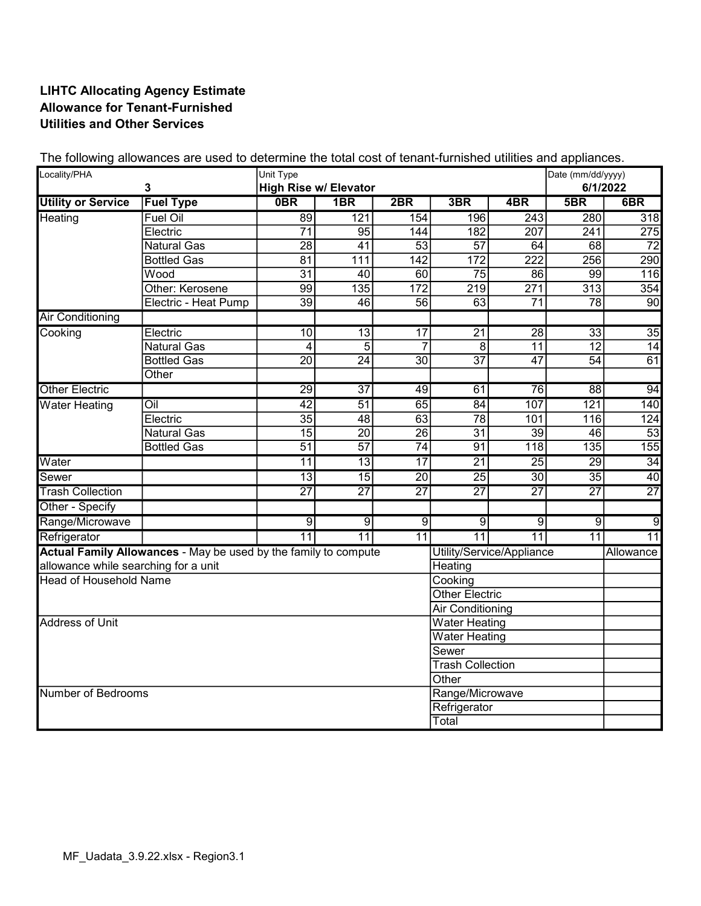**LIHTC Allocating Agency Estimate**
**Allowance for Tenant-Furnished**
**Utilities and Other Services**

The following allowances are used to determine the total cost of tenant-furnished utilities and appliances.

| Locality/PHA | | Unit Type | | | | | Date (mm/dd/yyyy) | |
|---|---|---|---|---|---|---|---|---|
| 3 | | **High Rise w/ Elevator** | | | | | **6/1/2022** | |
| **Utility or Service** | **Fuel Type** | **0BR** | **1BR** | **2BR** | **3BR** | **4BR** | **5BR** | **6BR** |
| Heating | Fuel Oil | 89 | 121 | 154 | 196 | 243 | 280 | 318 |
| | Electric | 71 | 95 | 144 | 182 | 207 | 241 | 275 |
| | Natural Gas | 28 | 41 | 53 | 57 | 64 | 68 | 72 |
| | Bottled Gas | 81 | 111 | 142 | 172 | 222 | 256 | 290 |
| | Wood | 31 | 40 | 60 | 75 | 86 | 99 | 116 |
| | Other: Kerosene | 99 | 135 | 172 | 219 | 271 | 313 | 354 |
| | Electric - Heat Pump | 39 | 46 | 56 | 63 | 71 | 78 | 90 |
| Air Conditioning | | | | | | | | |
| Cooking | Electric | 10 | 13 | 17 | 21 | 28 | 33 | 35 |
| | Natural Gas | 4 | 5 | 7 | 8 | 11 | 12 | 14 |
| | Bottled Gas | 20 | 24 | 30 | 37 | 47 | 54 | 61 |
| | Other | | | | | | | |
| Other Electric | | 29 | 37 | 49 | 61 | 76 | 88 | 94 |
| Water Heating | Oil | 42 | 51 | 65 | 84 | 107 | 121 | 140 |
| | Electric | 35 | 48 | 63 | 78 | 101 | 116 | 124 |
| | Natural Gas | 15 | 20 | 26 | 31 | 39 | 46 | 53 |
| | Bottled Gas | 51 | 57 | 74 | 91 | 118 | 135 | 155 |
| Water | | 11 | 13 | 17 | 21 | 25 | 29 | 34 |
| Sewer | | 13 | 15 | 20 | 25 | 30 | 35 | 40 |
| Trash Collection | | 27 | 27 | 27 | 27 | 27 | 27 | 27 |
| Other - Specify | | | | | | | | |
| Range/Microwave | | 9 | 9 | 9 | 9 | 9 | 9 | 9 |
| Refrigerator | | 11 | 11 | 11 | 11 | 11 | 11 | 11 |

| | | |
|---|---|---|
| **Actual Family Allowances** - May be used by the family to compute allowance while searching for a unit | Utility/Service/Appliance | Allowance |
| | Heating | |
| Head of Household Name | Cooking | |
| | Other Electric | |
| | Air Conditioning | |
| Address of Unit | Water Heating | |
| | Water Heating | |
| | Sewer | |
| | Trash Collection | |
| | Other | |
| Number of Bedrooms | Range/Microwave | |
| | Refrigerator | |
| | Total | |

MF_Uadata_3.9.22.xlsx - Region3.1